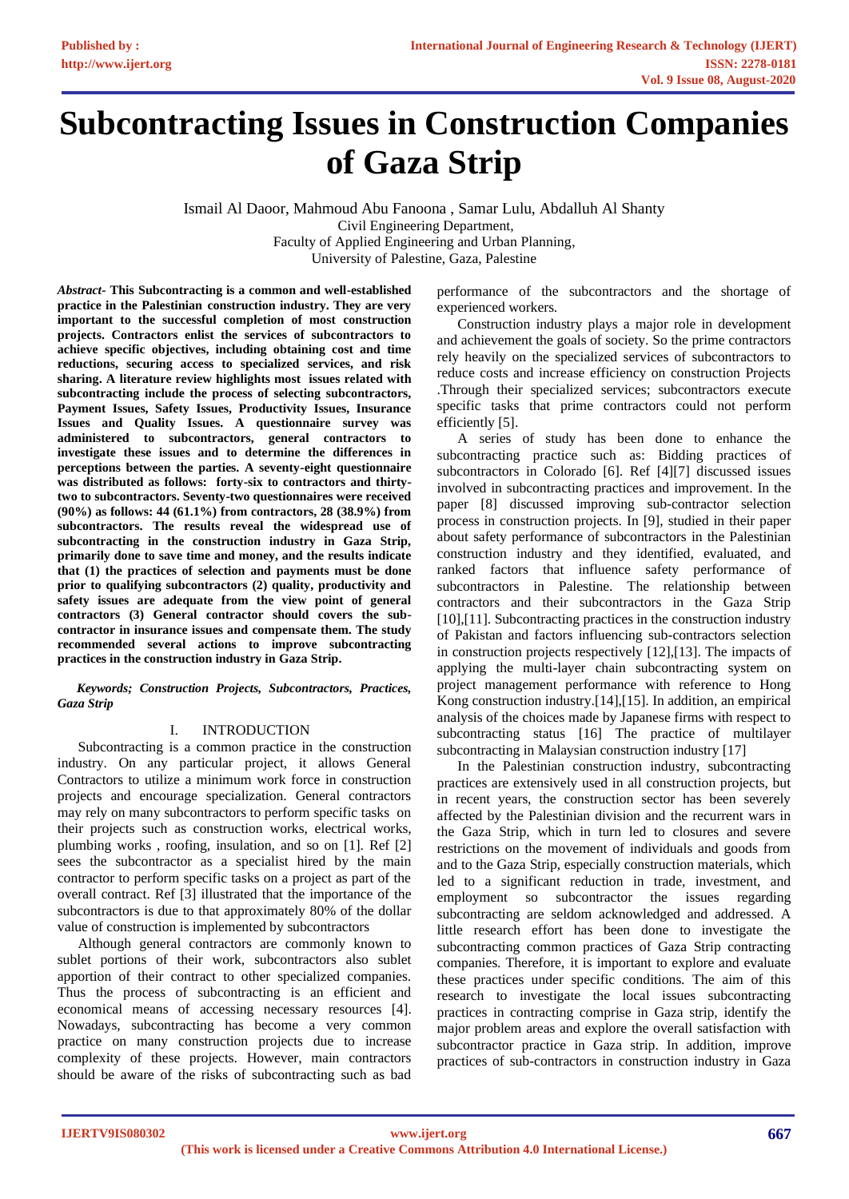# Subcontracting Issues in Construction Companies of Gaza Strip

Ismail Al Daoor, Mahmoud Abu Fanoona , Samar Lulu, Abdalluh Al Shanty
Civil Engineering Department,
Faculty of Applied Engineering and Urban Planning,
University of Palestine, Gaza, Palestine

***Abstract*- This Subcontracting is a common and well-established practice in the Palestinian construction industry. They are very important to the successful completion of most construction projects. Contractors enlist the services of subcontractors to achieve specific objectives, including obtaining cost and time reductions, securing access to specialized services, and risk sharing. A literature review highlights most issues related with subcontracting include the process of selecting subcontractors, Payment Issues, Safety Issues, Productivity Issues, Insurance Issues and Quality Issues. A questionnaire survey was administered to subcontractors, general contractors to investigate these issues and to determine the differences in perceptions between the parties. A seventy-eight questionnaire was distributed as follows: forty-six to contractors and thirty-two to subcontractors. Seventy-two questionnaires were received (90%) as follows: 44 (61.1%) from contractors, 28 (38.9%) from subcontractors. The results reveal the widespread use of subcontracting in the construction industry in Gaza Strip, primarily done to save time and money, and the results indicate that (1) the practices of selection and payments must be done prior to qualifying subcontractors (2) quality, productivity and safety issues are adequate from the view point of general contractors (3) General contractor should covers the sub-contractor in insurance issues and compensate them. The study recommended several actions to improve subcontracting practices in the construction industry in Gaza Strip.**

***Keywords; Construction Projects, Subcontractors, Practices, Gaza Strip***

## I. INTRODUCTION

Subcontracting is a common practice in the construction industry. On any particular project, it allows General Contractors to utilize a minimum work force in construction projects and encourage specialization. General contractors may rely on many subcontractors to perform specific tasks on their projects such as construction works, electrical works, plumbing works , roofing, insulation, and so on [1]. Ref [2] sees the subcontractor as a specialist hired by the main contractor to perform specific tasks on a project as part of the overall contract. Ref [3] illustrated that the importance of the subcontractors is due to that approximately 80% of the dollar value of construction is implemented by subcontractors

Although general contractors are commonly known to sublet portions of their work, subcontractors also sublet apportion of their contract to other specialized companies. Thus the process of subcontracting is an efficient and economical means of accessing necessary resources [4]. Nowadays, subcontracting has become a very common practice on many construction projects due to increase complexity of these projects. However, main contractors should be aware of the risks of subcontracting such as bad performance of the subcontractors and the shortage of experienced workers.

Construction industry plays a major role in development and achievement the goals of society. So the prime contractors rely heavily on the specialized services of subcontractors to reduce costs and increase efficiency on construction Projects .Through their specialized services; subcontractors execute specific tasks that prime contractors could not perform efficiently [5].

A series of study has been done to enhance the subcontracting practice such as: Bidding practices of subcontractors in Colorado [6]. Ref [4][7] discussed issues involved in subcontracting practices and improvement. In the paper [8] discussed improving sub-contractor selection process in construction projects. In [9], studied in their paper about safety performance of subcontractors in the Palestinian construction industry and they identified, evaluated, and ranked factors that influence safety performance of subcontractors in Palestine. The relationship between contractors and their subcontractors in the Gaza Strip [10],[11]. Subcontracting practices in the construction industry of Pakistan and factors influencing sub-contractors selection in construction projects respectively [12],[13]. The impacts of applying the multi-layer chain subcontracting system on project management performance with reference to Hong Kong construction industry.[14],[15]. In addition, an empirical analysis of the choices made by Japanese firms with respect to subcontracting status [16] The practice of multilayer subcontracting in Malaysian construction industry [17]

In the Palestinian construction industry, subcontracting practices are extensively used in all construction projects, but in recent years, the construction sector has been severely affected by the Palestinian division and the recurrent wars in the Gaza Strip, which in turn led to closures and severe restrictions on the movement of individuals and goods from and to the Gaza Strip, especially construction materials, which led to a significant reduction in trade, investment, and employment so subcontractor the issues regarding subcontracting are seldom acknowledged and addressed. A little research effort has been done to investigate the subcontracting common practices of Gaza Strip contracting companies. Therefore, it is important to explore and evaluate these practices under specific conditions. The aim of this research to investigate the local issues subcontracting practices in contracting comprise in Gaza strip, identify the major problem areas and explore the overall satisfaction with subcontractor practice in Gaza strip. In addition, improve practices of sub-contractors in construction industry in Gaza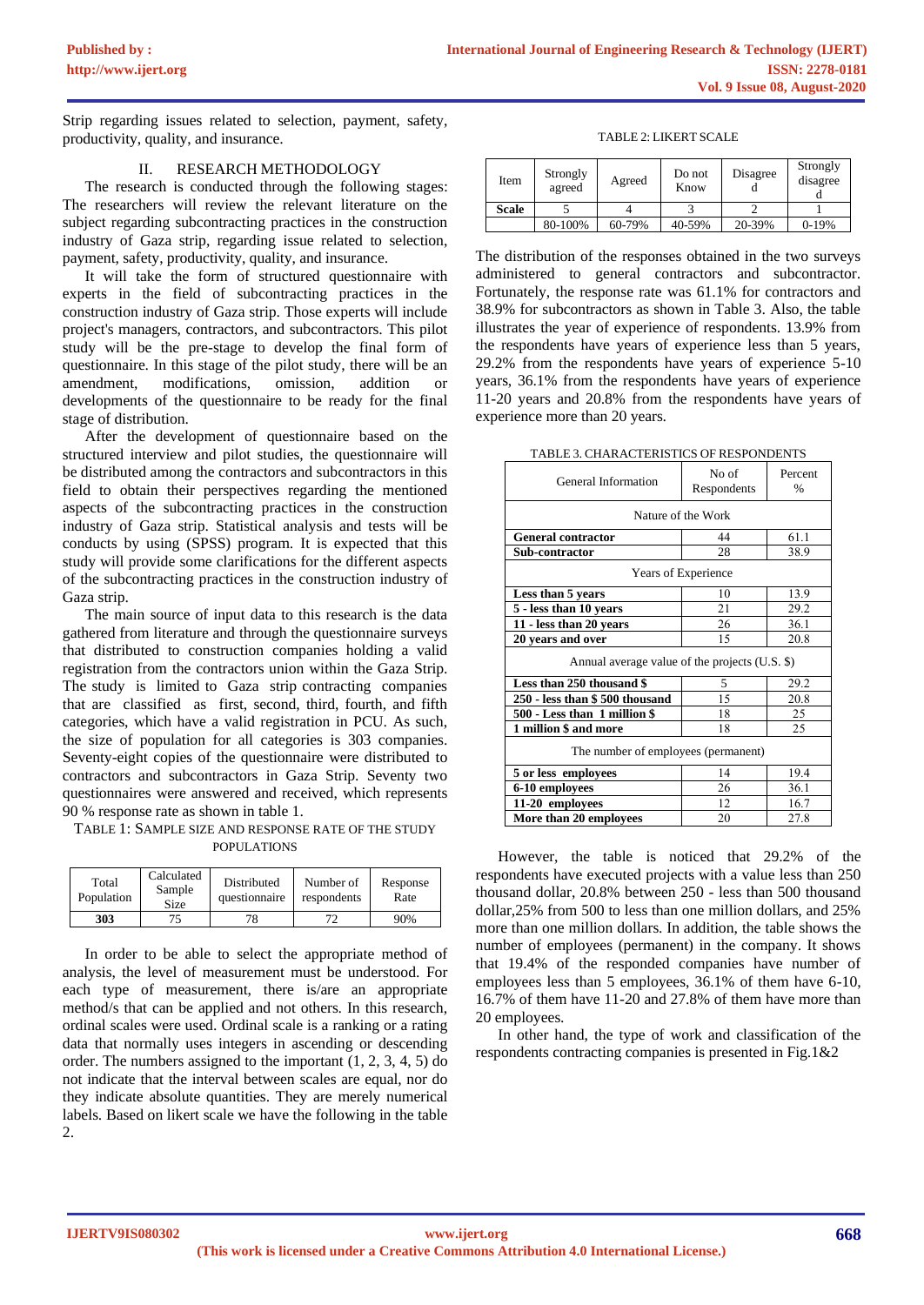Strip regarding issues related to selection, payment, safety, productivity, quality, and insurance.

## II. RESEARCH METHODOLOGY

The research is conducted through the following stages: The researchers will review the relevant literature on the subject regarding subcontracting practices in the construction industry of Gaza strip, regarding issue related to selection, payment, safety, productivity, quality, and insurance.

It will take the form of structured questionnaire with experts in the field of subcontracting practices in the construction industry of Gaza strip. Those experts will include project's managers, contractors, and subcontractors. This pilot study will be the pre-stage to develop the final form of questionnaire. In this stage of the pilot study, there will be an amendment, modifications, omission, addition or developments of the questionnaire to be ready for the final stage of distribution.

After the development of questionnaire based on the structured interview and pilot studies, the questionnaire will be distributed among the contractors and subcontractors in this field to obtain their perspectives regarding the mentioned aspects of the subcontracting practices in the construction industry of Gaza strip. Statistical analysis and tests will be conducts by using (SPSS) program. It is expected that this study will provide some clarifications for the different aspects of the subcontracting practices in the construction industry of Gaza strip.

The main source of input data to this research is the data gathered from literature and through the questionnaire surveys that distributed to construction companies holding a valid registration from the contractors union within the Gaza Strip. The study is limited to Gaza strip contracting companies that are classified as first, second, third, fourth, and fifth categories, which have a valid registration in PCU. As such, the size of population for all categories is 303 companies. Seventy-eight copies of the questionnaire were distributed to contractors and subcontractors in Gaza Strip. Seventy two questionnaires were answered and received, which represents 90 % response rate as shown in table 1.

TABLE 1: SAMPLE SIZE AND RESPONSE RATE OF THE STUDY POPULATIONS

| Total Population | Calculated Sample Size | Distributed questionnaire | Number of respondents | Response Rate |
|---|---|---|---|---|
| **303** | 75 | 78 | 72 | 90% |

In order to be able to select the appropriate method of analysis, the level of measurement must be understood. For each type of measurement, there is/are an appropriate method/s that can be applied and not others. In this research, ordinal scales were used. Ordinal scale is a ranking or a rating data that normally uses integers in ascending or descending order. The numbers assigned to the important (1, 2, 3, 4, 5) do not indicate that the interval between scales are equal, nor do they indicate absolute quantities. They are merely numerical labels. Based on likert scale we have the following in the table 2.

TABLE 2: LIKERT SCALE

| Item | Strongly agreed | Agreed | Do not Know | Disagreed | Strongly disagreed |
|---|---|---|---|---|---|
| **Scale** | 5 | 4 | 3 | 2 | 1 |
| | 80-100% | 60-79% | 40-59% | 20-39% | 0-19% |

The distribution of the responses obtained in the two surveys administered to general contractors and subcontractor. Fortunately, the response rate was 61.1% for contractors and 38.9% for subcontractors as shown in Table 3. Also, the table illustrates the year of experience of respondents. 13.9% from the respondents have years of experience less than 5 years, 29.2% from the respondents have years of experience 5-10 years, 36.1% from the respondents have years of experience 11-20 years and 20.8% from the respondents have years of experience more than 20 years.

TABLE 3. CHARACTERISTICS OF RESPONDENTS

| General Information | No of Respondents | Percent % |
|---|---|---|
| Nature of the Work | | |
| **General contractor** | 44 | 61.1 |
| **Sub-contractor** | 28 | 38.9 |
| Years of Experience | | |
| **Less than 5 years** | 10 | 13.9 |
| **5 - less than 10 years** | 21 | 29.2 |
| **11 - less than 20 years** | 26 | 36.1 |
| **20 years and over** | 15 | 20.8 |
| Annual average value of the projects (U.S. $) | | |
| **Less than 250 thousand $** | 5 | 29.2 |
| **250 - less than $ 500 thousand** | 15 | 20.8 |
| **500 - Less than 1 million $** | 18 | 25 |
| **1 million $ and more** | 18 | 25 |
| The number of employees (permanent) | | |
| **5 or less employees** | 14 | 19.4 |
| **6-10 employees** | 26 | 36.1 |
| **11-20 employees** | 12 | 16.7 |
| **More than 20 employees** | 20 | 27.8 |

However, the table is noticed that 29.2% of the respondents have executed projects with a value less than 250 thousand dollar, 20.8% between 250 - less than 500 thousand dollar,25% from 500 to less than one million dollars, and 25% more than one million dollars. In addition, the table shows the number of employees (permanent) in the company. It shows that 19.4% of the responded companies have number of employees less than 5 employees, 36.1% of them have 6-10, 16.7% of them have 11-20 and 27.8% of them have more than 20 employees.

In other hand, the type of work and classification of the respondents contracting companies is presented in Fig.1&2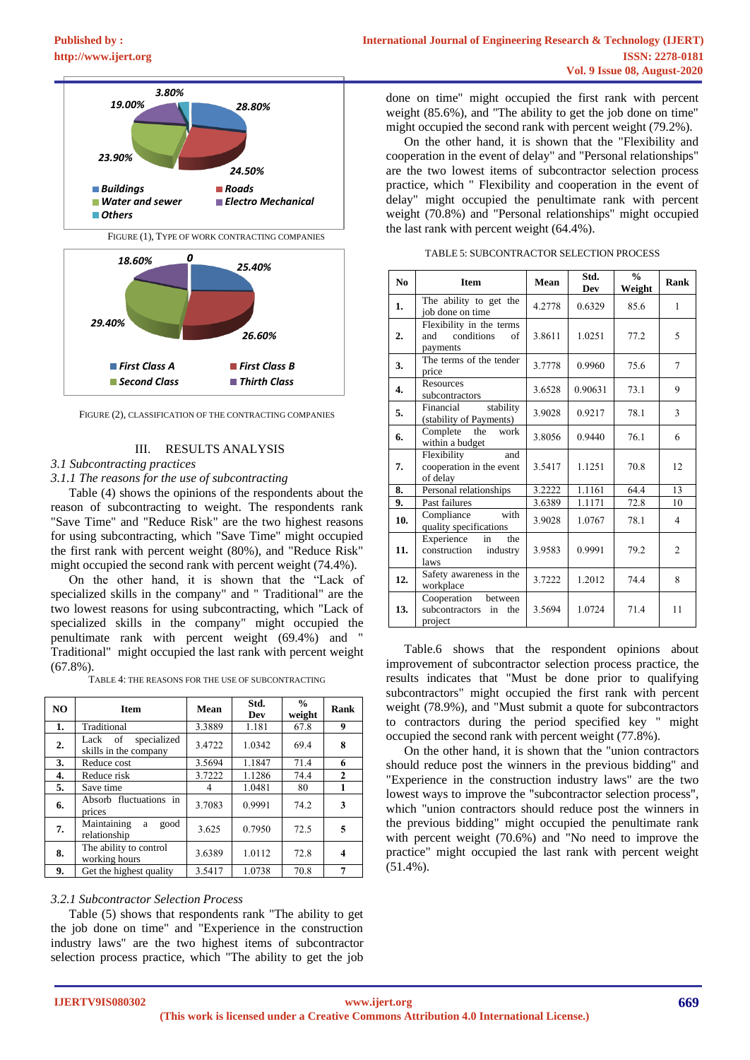FIGURE (1), TYPE OF WORK CONTRACTING COMPANIES

FIGURE (2), CLASSIFICATION OF THE CONTRACTING COMPANIES

## III. RESULTS ANALYSIS

*3.1 Subcontracting practices*

*3.1.1 The reasons for the use of subcontracting*

Table (4) shows the opinions of the respondents about the reason of subcontracting to weight. The respondents rank "Save Time" and "Reduce Risk" are the two highest reasons for using subcontracting, which "Save Time" might occupied the first rank with percent weight (80%), and "Reduce Risk" might occupied the second rank with percent weight (74.4%).

On the other hand, it is shown that the "Lack of specialized skills in the company" and " Traditional" are the two lowest reasons for using subcontracting, which "Lack of specialized skills in the company" might occupied the penultimate rank with percent weight (69.4%) and " Traditional" might occupied the last rank with percent weight (67.8%).

TABLE 4: THE REASONS FOR THE USE OF SUBCONTRACTING

| NO | Item | Mean | Std. Dev | % weight | Rank |
|---|---|---|---|---|---|
| **1.** | Traditional | 3.3889 | 1.181 | 67.8 | **9** |
| **2.** | Lack of specialized skills in the company | 3.4722 | 1.0342 | 69.4 | **8** |
| **3.** | Reduce cost | 3.5694 | 1.1847 | 71.4 | **6** |
| **4.** | Reduce risk | 3.7222 | 1.1286 | 74.4 | **2** |
| **5.** | Save time | 4 | 1.0481 | 80 | **1** |
| **6.** | Absorb fluctuations in prices | 3.7083 | 0.9991 | 74.2 | **3** |
| **7.** | Maintaining a good relationship | 3.625 | 0.7950 | 72.5 | **5** |
| **8.** | The ability to control working hours | 3.6389 | 1.0112 | 72.8 | **4** |
| **9.** | Get the highest quality | 3.5417 | 1.0738 | 70.8 | **7** |

*3.2.1 Subcontractor Selection Process*

Table (5) shows that respondents rank "The ability to get the job done on time" and "Experience in the construction industry laws" are the two highest items of subcontractor selection process practice, which "The ability to get the job done on time" might occupied the first rank with percent weight (85.6%), and "The ability to get the job done on time" might occupied the second rank with percent weight (79.2%).

On the other hand, it is shown that the "Flexibility and cooperation in the event of delay" and "Personal relationships" are the two lowest items of subcontractor selection process practice, which " Flexibility and cooperation in the event of delay" might occupied the penultimate rank with percent weight (70.8%) and "Personal relationships" might occupied the last rank with percent weight (64.4%).

TABLE 5: SUBCONTRACTOR SELECTION PROCESS

| No | Item | Mean | Std. Dev | % Weight | Rank |
|---|---|---|---|---|---|
| **1.** | The ability to get the job done on time | 4.2778 | 0.6329 | 85.6 | 1 |
| **2.** | Flexibility in the terms and conditions of payments | 3.8611 | 1.0251 | 77.2 | 5 |
| **3.** | The terms of the tender price | 3.7778 | 0.9960 | 75.6 | 7 |
| **4.** | Resources subcontractors | 3.6528 | 0.90631 | 73.1 | 9 |
| **5.** | Financial stability (stability of Payments) | 3.9028 | 0.9217 | 78.1 | 3 |
| **6.** | Complete the work within a budget | 3.8056 | 0.9440 | 76.1 | 6 |
| **7.** | Flexibility and cooperation in the event of delay | 3.5417 | 1.1251 | 70.8 | 12 |
| **8.** | Personal relationships | 3.2222 | 1.1161 | 64.4 | 13 |
| **9.** | Past failures | 3.6389 | 1.1171 | 72.8 | 10 |
| **10.** | Compliance with quality specifications | 3.9028 | 1.0767 | 78.1 | 4 |
| **11.** | Experience in the construction industry laws | 3.9583 | 0.9991 | 79.2 | 2 |
| **12.** | Safety awareness in the workplace | 3.7222 | 1.2012 | 74.4 | 8 |
| **13.** | Cooperation between subcontractors in the project | 3.5694 | 1.0724 | 71.4 | 11 |

Table.6 shows that the respondent opinions about improvement of subcontractor selection process practice, the results indicates that "Must be done prior to qualifying subcontractors" might occupied the first rank with percent weight (78.9%), and "Must submit a quote for subcontractors to contractors during the period specified key " might occupied the second rank with percent weight (77.8%).

On the other hand, it is shown that the "union contractors should reduce post the winners in the previous bidding" and "Experience in the construction industry laws" are the two lowest ways to improve the "subcontractor selection process", which "union contractors should reduce post the winners in the previous bidding" might occupied the penultimate rank with percent weight (70.6%) and "No need to improve the practice" might occupied the last rank with percent weight (51.4%).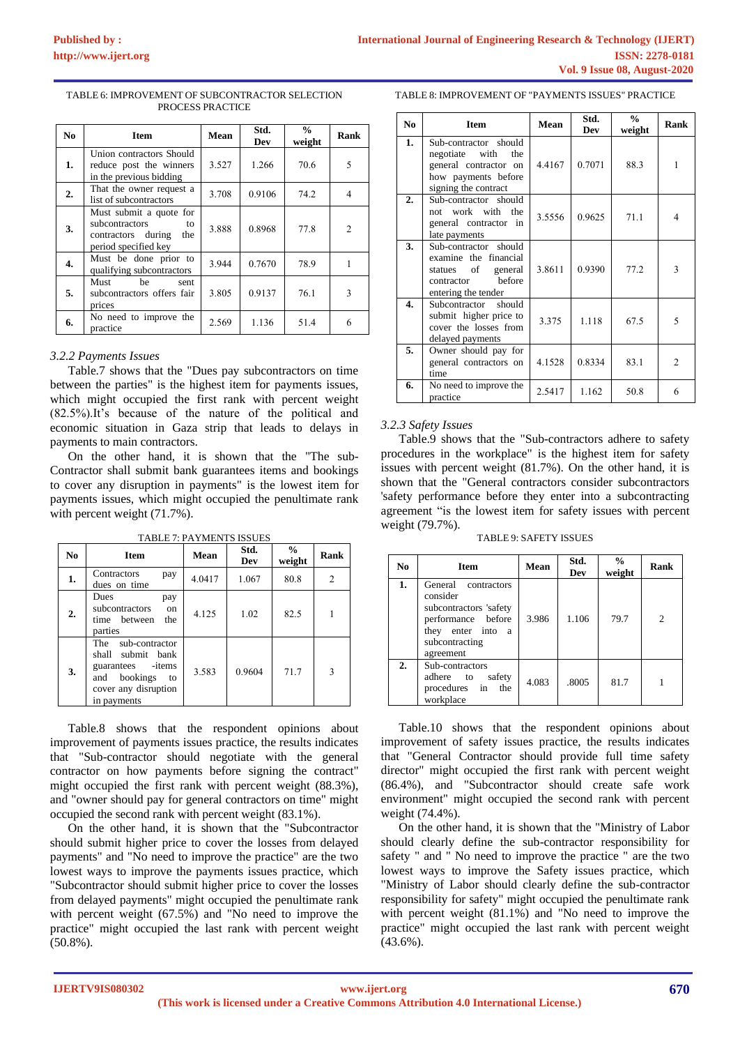TABLE 6: IMPROVEMENT OF SUBCONTRACTOR SELECTION PROCESS PRACTICE

| No | Item | Mean | Std. Dev | % weight | Rank |
|---|---|---|---|---|---|
| 1. | Union contractors Should reduce post the winners in the previous bidding | 3.527 | 1.266 | 70.6 | 5 |
| 2. | That the owner request a list of subcontractors | 3.708 | 0.9106 | 74.2 | 4 |
| 3. | Must submit a quote for subcontractors to contractors during the period specified key | 3.888 | 0.8968 | 77.8 | 2 |
| 4. | Must be done prior to qualifying subcontractors | 3.944 | 0.7670 | 78.9 | 1 |
| 5. | Must be sent subcontractors offers fair prices | 3.805 | 0.9137 | 76.1 | 3 |
| 6. | No need to improve the practice | 2.569 | 1.136 | 51.4 | 6 |

### *3.2.2 Payments Issues*

Table.7 shows that the "Dues pay subcontractors on time between the parties" is the highest item for payments issues, which might occupied the first rank with percent weight (82.5%).It's because of the nature of the political and economic situation in Gaza strip that leads to delays in payments to main contractors.

On the other hand, it is shown that the "The sub-Contractor shall submit bank guarantees items and bookings to cover any disruption in payments" is the lowest item for payments issues, which might occupied the penultimate rank with percent weight (71.7%).

TABLE 7: PAYMENTS ISSUES

| No | Item | Mean | Std. Dev | % weight | Rank |
|---|---|---|---|---|---|
| 1. | Contractors pay dues on time | 4.0417 | 1.067 | 80.8 | 2 |
| 2. | Dues pay subcontractors on time between the parties | 4.125 | 1.02 | 82.5 | 1 |
| 3. | The sub-contractor shall submit bank guarantees -items and bookings to cover any disruption in payments | 3.583 | 0.9604 | 71.7 | 3 |

Table.8 shows that the respondent opinions about improvement of payments issues practice, the results indicates that "Sub-contractor should negotiate with the general contractor on how payments before signing the contract" might occupied the first rank with percent weight (88.3%), and "owner should pay for general contractors on time" might occupied the second rank with percent weight (83.1%).

On the other hand, it is shown that the "Subcontractor should submit higher price to cover the losses from delayed payments" and "No need to improve the practice" are the two lowest ways to improve the payments issues practice, which "Subcontractor should submit higher price to cover the losses from delayed payments" might occupied the penultimate rank with percent weight (67.5%) and "No need to improve the practice" might occupied the last rank with percent weight (50.8%).

TABLE 8: IMPROVEMENT OF "PAYMENTS ISSUES" PRACTICE

| No | Item | Mean | Std. Dev | % weight | Rank |
|---|---|---|---|---|---|
| 1. | Sub-contractor should negotiate with the general contractor on how payments before signing the contract | 4.4167 | 0.7071 | 88.3 | 1 |
| 2. | Sub-contractor should not work with the general contractor in late payments | 3.5556 | 0.9625 | 71.1 | 4 |
| 3. | Sub-contractor should examine the financial statues of general contractor before entering the tender | 3.8611 | 0.9390 | 77.2 | 3 |
| 4. | Subcontractor should submit higher price to cover the losses from delayed payments | 3.375 | 1.118 | 67.5 | 5 |
| 5. | Owner should pay for general contractors on time | 4.1528 | 0.8334 | 83.1 | 2 |
| 6. | No need to improve the practice | 2.5417 | 1.162 | 50.8 | 6 |

### *3.2.3 Safety Issues*

Table.9 shows that the "Sub-contractors adhere to safety procedures in the workplace" is the highest item for safety issues with percent weight (81.7%). On the other hand, it is shown that the "General contractors consider subcontractors 'safety performance before they enter into a subcontracting agreement "is the lowest item for safety issues with percent weight (79.7%).

TABLE 9: SAFETY ISSUES

| No | Item | Mean | Std. Dev | % weight | Rank |
|---|---|---|---|---|---|
| 1. | General contractors consider subcontractors 'safety performance before they enter into a subcontracting agreement | 3.986 | 1.106 | 79.7 | 2 |
| 2. | Sub-contractors adhere to safety procedures in the workplace | 4.083 | .8005 | 81.7 | 1 |

Table.10 shows that the respondent opinions about improvement of safety issues practice, the results indicates that "General Contractor should provide full time safety director" might occupied the first rank with percent weight (86.4%), and "Subcontractor should create safe work environment" might occupied the second rank with percent weight (74.4%).

On the other hand, it is shown that the "Ministry of Labor should clearly define the sub-contractor responsibility for safety " and " No need to improve the practice " are the two lowest ways to improve the Safety issues practice, which "Ministry of Labor should clearly define the sub-contractor responsibility for safety" might occupied the penultimate rank with percent weight (81.1%) and "No need to improve the practice" might occupied the last rank with percent weight (43.6%).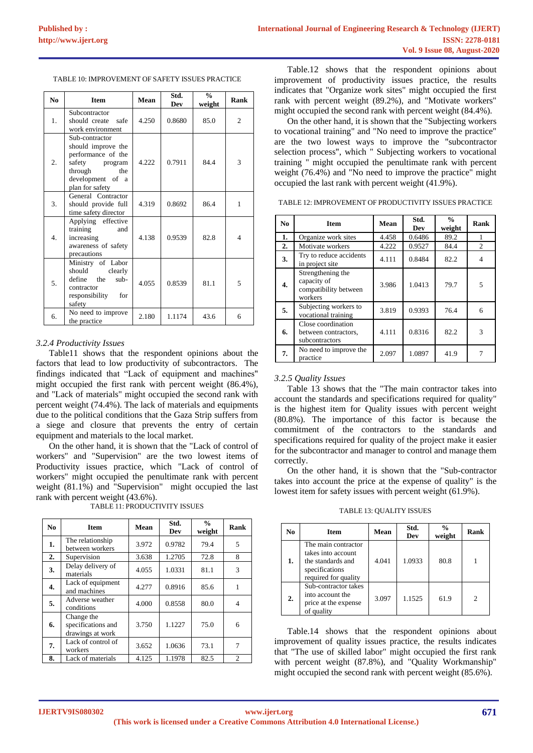TABLE 10: IMPROVEMENT OF SAFETY ISSUES PRACTICE

| No | Item | Mean | Std. Dev | % weight | Rank |
|---|---|---|---|---|---|
| 1. | Subcontractor should create safe work environment | 4.250 | 0.8680 | 85.0 | 2 |
| 2. | Sub-contractor should improve the performance of the safety program through the development of a plan for safety | 4.222 | 0.7911 | 84.4 | 3 |
| 3. | General Contractor should provide full time safety director | 4.319 | 0.8692 | 86.4 | 1 |
| 4. | Applying effective training and increasing awareness of safety precautions | 4.138 | 0.9539 | 82.8 | 4 |
| 5. | Ministry of Labor should clearly define the sub-contractor responsibility for safety | 4.055 | 0.8539 | 81.1 | 5 |
| 6. | No need to improve the practice | 2.180 | 1.1174 | 43.6 | 6 |

### *3.2.4 Productivity Issues*

Table11 shows that the respondent opinions about the factors that lead to low productivity of subcontractors. The findings indicated that "Lack of equipment and machines" might occupied the first rank with percent weight (86.4%), and "Lack of materials" might occupied the second rank with percent weight (74.4%). The lack of materials and equipments due to the political conditions that the Gaza Strip suffers from a siege and closure that prevents the entry of certain equipment and materials to the local market.

On the other hand, it is shown that the "Lack of control of workers" and "Supervision" are the two lowest items of Productivity issues practice, which "Lack of control of workers" might occupied the penultimate rank with percent weight (81.1%) and "Supervision" might occupied the last rank with percent weight (43.6%).

TABLE 11: PRODUCTIVITY ISSUES

| No | Item | Mean | Std. Dev | % weight | Rank |
|---|---|---|---|---|---|
| **1.** | The relationship between workers | 3.972 | 0.9782 | 79.4 | 5 |
| **2.** | Supervision | 3.638 | 1.2705 | 72.8 | 8 |
| **3.** | Delay delivery of materials | 4.055 | 1.0331 | 81.1 | 3 |
| **4.** | Lack of equipment and machines | 4.277 | 0.8916 | 85.6 | 1 |
| **5.** | Adverse weather conditions | 4.000 | 0.8558 | 80.0 | 4 |
| **6.** | Change the specifications and drawings at work | 3.750 | 1.1227 | 75.0 | 6 |
| **7.** | Lack of control of workers | 3.652 | 1.0636 | 73.1 | 7 |
| **8.** | Lack of materials | 4.125 | 1.1978 | 82.5 | 2 |

Table.12 shows that the respondent opinions about improvement of productivity issues practice, the results indicates that "Organize work sites" might occupied the first rank with percent weight (89.2%), and "Motivate workers" might occupied the second rank with percent weight (84.4%).

On the other hand, it is shown that the "Subjecting workers to vocational training" and "No need to improve the practice" are the two lowest ways to improve the "subcontractor selection process", which " Subjecting workers to vocational training " might occupied the penultimate rank with percent weight (76.4%) and "No need to improve the practice" might occupied the last rank with percent weight (41.9%).

TABLE 12: IMPROVEMENT OF PRODUCTIVITY ISSUES PRACTICE

| No | Item | Mean | Std. Dev | % weight | Rank |
|---|---|---|---|---|---|
| **1.** | Organize work sites | 4.458 | 0.6486 | 89.2 | 1 |
| **2.** | Motivate workers | 4.222 | 0.9527 | 84.4 | 2 |
| **3.** | Try to reduce accidents in project site | 4.111 | 0.8484 | 82.2 | 4 |
| **4.** | Strengthening the capacity of compatibility between workers | 3.986 | 1.0413 | 79.7 | 5 |
| **5.** | Subjecting workers to vocational training | 3.819 | 0.9393 | 76.4 | 6 |
| **6.** | Close coordination between contractors, subcontractors | 4.111 | 0.8316 | 82.2 | 3 |
| **7.** | No need to improve the practice | 2.097 | 1.0897 | 41.9 | 7 |

### *3.2.5 Quality Issues*

Table 13 shows that the "The main contractor takes into account the standards and specifications required for quality" is the highest item for Quality issues with percent weight (80.8%). The importance of this factor is because the commitment of the contractors to the standards and specifications required for quality of the project make it easier for the subcontractor and manager to control and manage them correctly.

On the other hand, it is shown that the "Sub-contractor takes into account the price at the expense of quality" is the lowest item for safety issues with percent weight (61.9%).

TABLE 13: QUALITY ISSUES

| No | Item | Mean | Std. Dev | % weight | Rank |
|---|---|---|---|---|---|
| **1.** | The main contractor takes into account the standards and specifications required for quality | 4.041 | 1.0933 | 80.8 | 1 |
| **2.** | Sub-contractor takes into account the price at the expense of quality | 3.097 | 1.1525 | 61.9 | 2 |

Table.14 shows that the respondent opinions about improvement of quality issues practice, the results indicates that "The use of skilled labor" might occupied the first rank with percent weight (87.8%), and "Quality Workmanship" might occupied the second rank with percent weight (85.6%).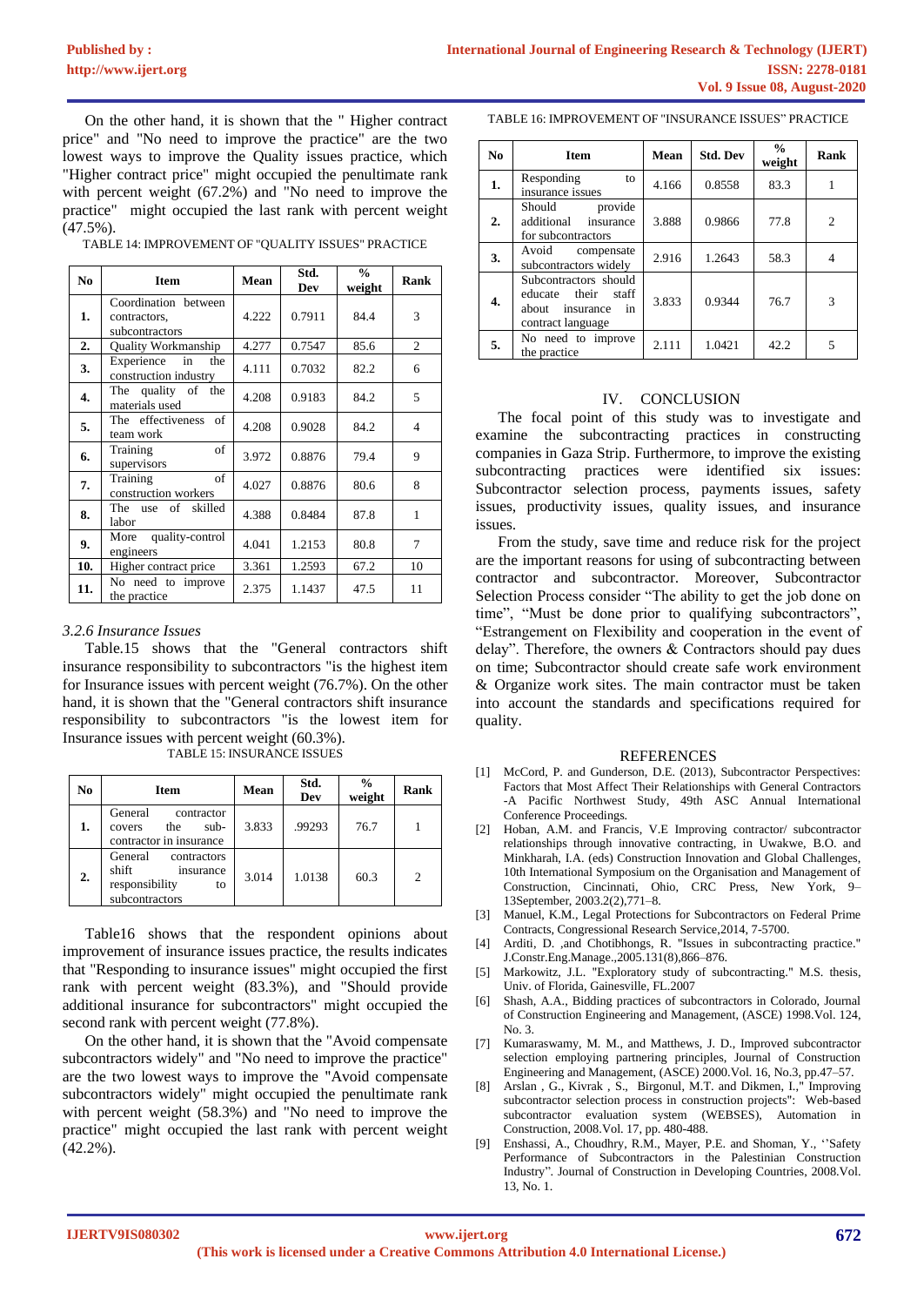On the other hand, it is shown that the " Higher contract price" and "No need to improve the practice" are the two lowest ways to improve the Quality issues practice, which "Higher contract price" might occupied the penultimate rank with percent weight (67.2%) and "No need to improve the practice" might occupied the last rank with percent weight (47.5%).

TABLE 14: IMPROVEMENT OF "QUALITY ISSUES" PRACTICE

| No | Item | Mean | Std. Dev | % weight | Rank |
|---|---|---|---|---|---|
| 1. | Coordination between contractors, subcontractors | 4.222 | 0.7911 | 84.4 | 3 |
| 2. | Quality Workmanship | 4.277 | 0.7547 | 85.6 | 2 |
| 3. | Experience in the construction industry | 4.111 | 0.7032 | 82.2 | 6 |
| 4. | The quality of the materials used | 4.208 | 0.9183 | 84.2 | 5 |
| 5. | The effectiveness of team work | 4.208 | 0.9028 | 84.2 | 4 |
| 6. | Training of supervisors | 3.972 | 0.8876 | 79.4 | 9 |
| 7. | Training of construction workers | 4.027 | 0.8876 | 80.6 | 8 |
| 8. | The use of skilled labor | 4.388 | 0.8484 | 87.8 | 1 |
| 9. | More quality-control engineers | 4.041 | 1.2153 | 80.8 | 7 |
| 10. | Higher contract price | 3.361 | 1.2593 | 67.2 | 10 |
| 11. | No need to improve the practice | 2.375 | 1.1437 | 47.5 | 11 |

### *3.2.6 Insurance Issues*

Table.15 shows that the "General contractors shift insurance responsibility to subcontractors "is the highest item for Insurance issues with percent weight (76.7%). On the other hand, it is shown that the "General contractors shift insurance responsibility to subcontractors "is the lowest item for Insurance issues with percent weight (60.3%).

TABLE 15: INSURANCE ISSUES

| No | Item | Mean | Std. Dev | % weight | Rank |
|---|---|---|---|---|---|
| 1. | General contractor covers the sub-contractor in insurance | 3.833 | .99293 | 76.7 | 1 |
| 2. | General contractors shift insurance responsibility to subcontractors | 3.014 | 1.0138 | 60.3 | 2 |

Table16 shows that the respondent opinions about improvement of insurance issues practice, the results indicates that "Responding to insurance issues" might occupied the first rank with percent weight (83.3%), and "Should provide additional insurance for subcontractors" might occupied the second rank with percent weight (77.8%).

On the other hand, it is shown that the "Avoid compensate subcontractors widely" and "No need to improve the practice" are the two lowest ways to improve the "Avoid compensate subcontractors widely" might occupied the penultimate rank with percent weight (58.3%) and "No need to improve the practice" might occupied the last rank with percent weight (42.2%).

TABLE 16: IMPROVEMENT OF "INSURANCE ISSUES" PRACTICE

| No | Item | Mean | Std. Dev | % weight | Rank |
|---|---|---|---|---|---|
| 1. | Responding to insurance issues | 4.166 | 0.8558 | 83.3 | 1 |
| 2. | Should provide additional insurance for subcontractors | 3.888 | 0.9866 | 77.8 | 2 |
| 3. | Avoid compensate subcontractors widely | 2.916 | 1.2643 | 58.3 | 4 |
| 4. | Subcontractors should educate their staff about insurance in contract language | 3.833 | 0.9344 | 76.7 | 3 |
| 5. | No need to improve the practice | 2.111 | 1.0421 | 42.2 | 5 |

## IV. CONCLUSION

The focal point of this study was to investigate and examine the subcontracting practices in constructing companies in Gaza Strip. Furthermore, to improve the existing subcontracting practices were identified six issues: Subcontractor selection process, payments issues, safety issues, productivity issues, quality issues, and insurance issues.

From the study, save time and reduce risk for the project are the important reasons for using of subcontracting between contractor and subcontractor. Moreover, Subcontractor Selection Process consider "The ability to get the job done on time", "Must be done prior to qualifying subcontractors", "Estrangement on Flexibility and cooperation in the event of delay". Therefore, the owners & Contractors should pay dues on time; Subcontractor should create safe work environment & Organize work sites. The main contractor must be taken into account the standards and specifications required for quality.

## REFERENCES

[1] McCord, P. and Gunderson, D.E. (2013), Subcontractor Perspectives: Factors that Most Affect Their Relationships with General Contractors -A Pacific Northwest Study, 49th ASC Annual International Conference Proceedings.

[2] Hoban, A.M. and Francis, V.E Improving contractor/ subcontractor relationships through innovative contracting, in Uwakwe, B.O. and Minkharah, I.A. (eds) Construction Innovation and Global Challenges, 10th International Symposium on the Organisation and Management of Construction, Cincinnati, Ohio, CRC Press, New York, 9–13September, 2003.2(2),771–8.

[3] Manuel, K.M., Legal Protections for Subcontractors on Federal Prime Contracts, Congressional Research Service,2014, 7-5700.

[4] Arditi, D. ,and Chotibhongs, R. "Issues in subcontracting practice." J.Constr.Eng.Manage.,2005.131(8),866–876.

[5] Markowitz, J.L. "Exploratory study of subcontracting." M.S. thesis, Univ. of Florida, Gainesville, FL.2007

[6] Shash, A.A., Bidding practices of subcontractors in Colorado, Journal of Construction Engineering and Management, (ASCE) 1998.Vol. 124, No. 3.

[7] Kumaraswamy, M. M., and Matthews, J. D., Improved subcontractor selection employing partnering principles, Journal of Construction Engineering and Management, (ASCE) 2000.Vol. 16, No.3, pp.47–57.

[8] Arslan , G., Kivrak , S., Birgonul, M.T. and Dikmen, I.," Improving subcontractor selection process in construction projects": Web-based subcontractor evaluation system (WEBSES), Automation in Construction, 2008.Vol. 17, pp. 480-488.

[9] Enshassi, A., Choudhry, R.M., Mayer, P.E. and Shoman, Y., ''Safety Performance of Subcontractors in the Palestinian Construction Industry". Journal of Construction in Developing Countries, 2008.Vol. 13, No. 1.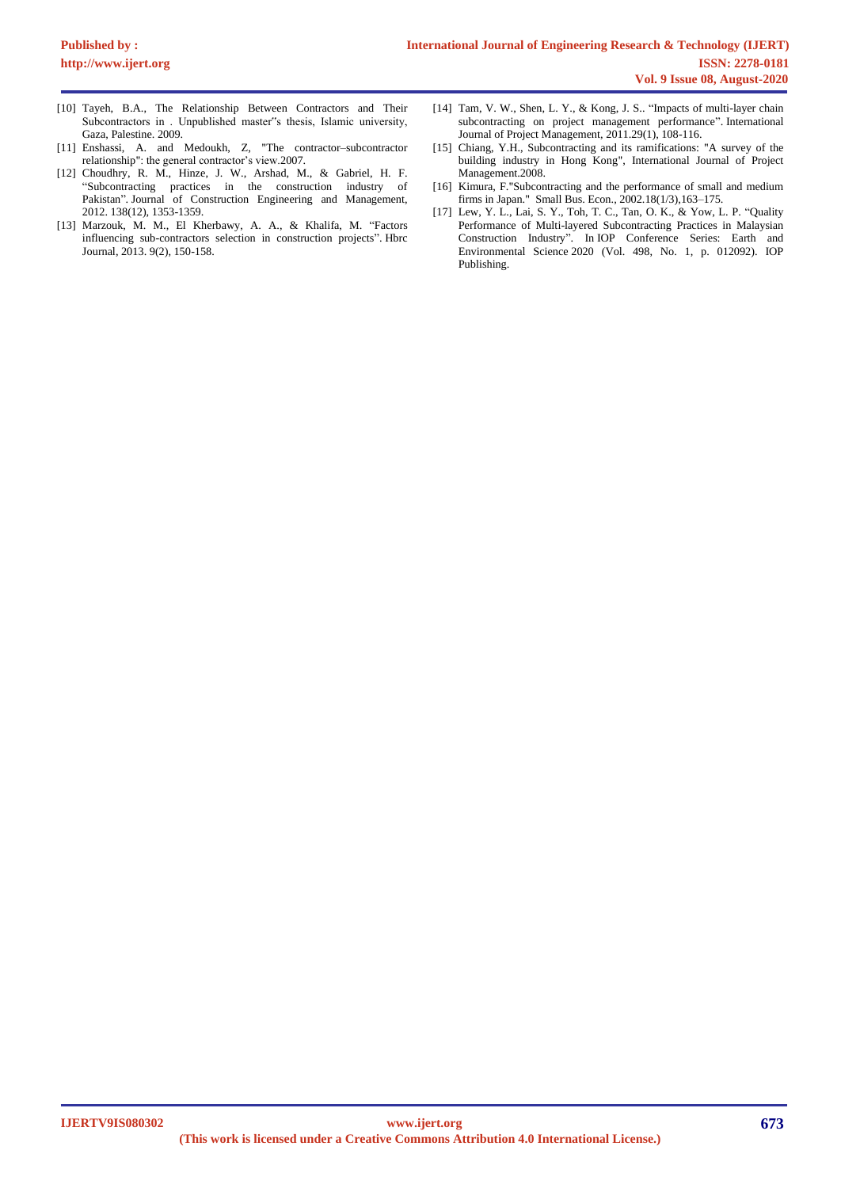[10] Tayeh, B.A., The Relationship Between Contractors and Their Subcontractors in . Unpublished master"s thesis, Islamic university, Gaza, Palestine. 2009.

[11] Enshassi, A. and Medoukh, Z, "The contractor–subcontractor relationship": the general contractor's view.2007.

[12] Choudhry, R. M., Hinze, J. W., Arshad, M., & Gabriel, H. F. "Subcontracting practices in the construction industry of Pakistan". Journal of Construction Engineering and Management, 2012. 138(12), 1353-1359.

[13] Marzouk, M. M., El Kherbawy, A. A., & Khalifa, M. "Factors influencing sub-contractors selection in construction projects". Hbrc Journal, 2013. 9(2), 150-158.

[14] Tam, V. W., Shen, L. Y., & Kong, J. S.. "Impacts of multi-layer chain subcontracting on project management performance". International Journal of Project Management, 2011.29(1), 108-116.

[15] Chiang, Y.H., Subcontracting and its ramifications: "A survey of the building industry in Hong Kong", International Journal of Project Management.2008.

[16] Kimura, F."Subcontracting and the performance of small and medium firms in Japan." Small Bus. Econ., 2002.18(1/3),163–175.

[17] Lew, Y. L., Lai, S. Y., Toh, T. C., Tan, O. K., & Yow, L. P. "Quality Performance of Multi-layered Subcontracting Practices in Malaysian Construction Industry". In IOP Conference Series: Earth and Environmental Science 2020 (Vol. 498, No. 1, p. 012092). IOP Publishing.